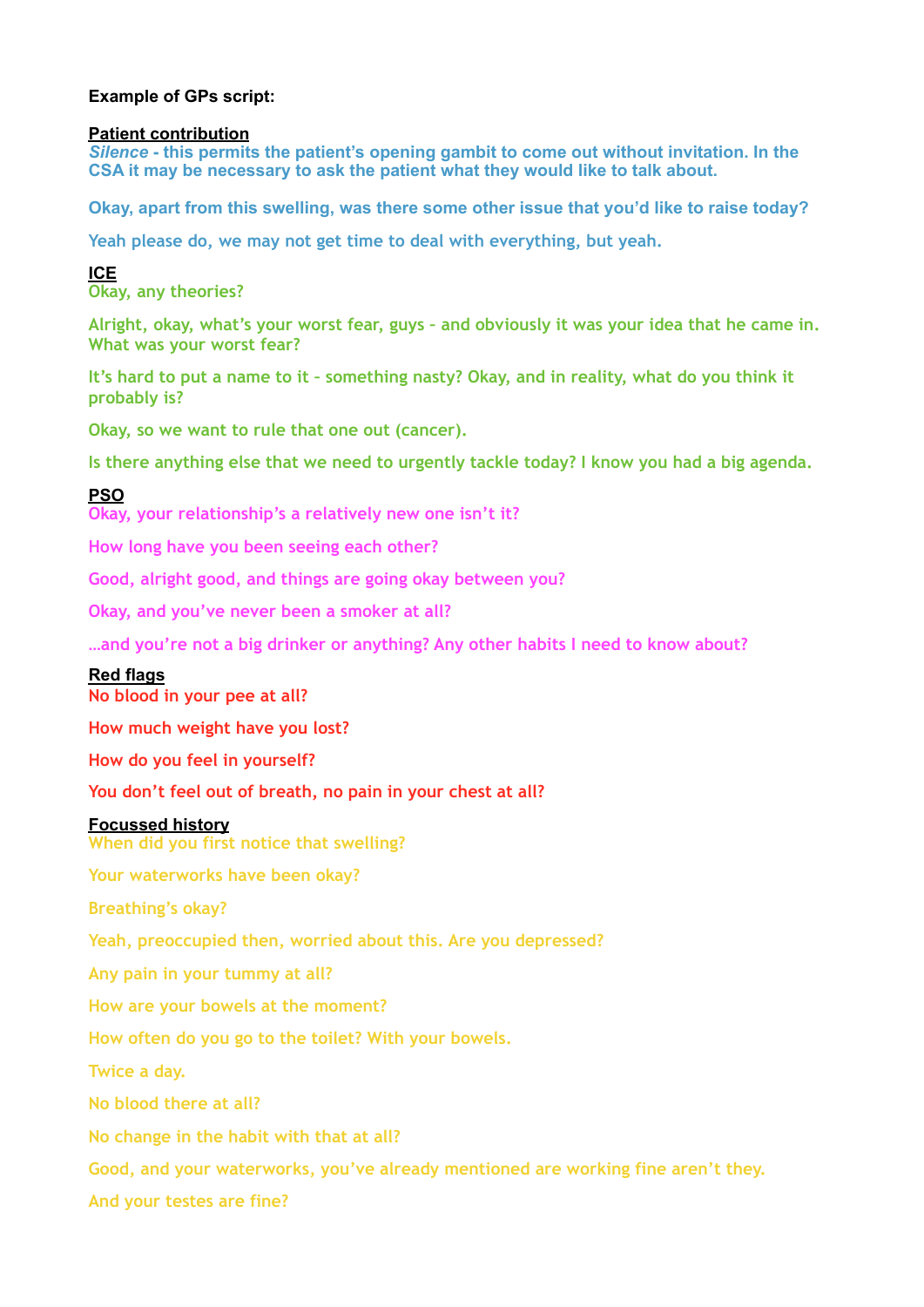**Example of GPs script:**

**Patient contribution**

***Silence*** **- this permits the patient's opening gambit to come out without invitation. In the CSA it may be necessary to ask the patient what they would like to talk about.**

Okay, apart from this swelling, was there some other issue that you'd like to raise today?

Yeah please do, we may not get time to deal with everything, but yeah.

**ICE**

Okay, any theories?

Alright, okay, what's your worst fear, guys – and obviously it was your idea that he came in. What was your worst fear?

It's hard to put a name to it – something nasty? Okay, and in reality, what do you think it probably is?

Okay, so we want to rule that one out (cancer).

Is there anything else that we need to urgently tackle today? I know you had a big agenda.

**PSO**

Okay, your relationship's a relatively new one isn't it?

How long have you been seeing each other?

Good, alright good, and things are going okay between you?

Okay, and you've never been a smoker at all?

…and you're not a big drinker or anything? Any other habits I need to know about?

**Red flags**

No blood in your pee at all?

How much weight have you lost?

How do you feel in yourself?

You don't feel out of breath, no pain in your chest at all?

**Focussed history**

When did you first notice that swelling?

Your waterworks have been okay?

Breathing's okay?

Yeah, preoccupied then, worried about this. Are you depressed?

Any pain in your tummy at all?

How are your bowels at the moment?

How often do you go to the toilet? With your bowels.

Twice a day.

No blood there at all?

No change in the habit with that at all?

Good, and your waterworks, you've already mentioned are working fine aren't they.

And your testes are fine?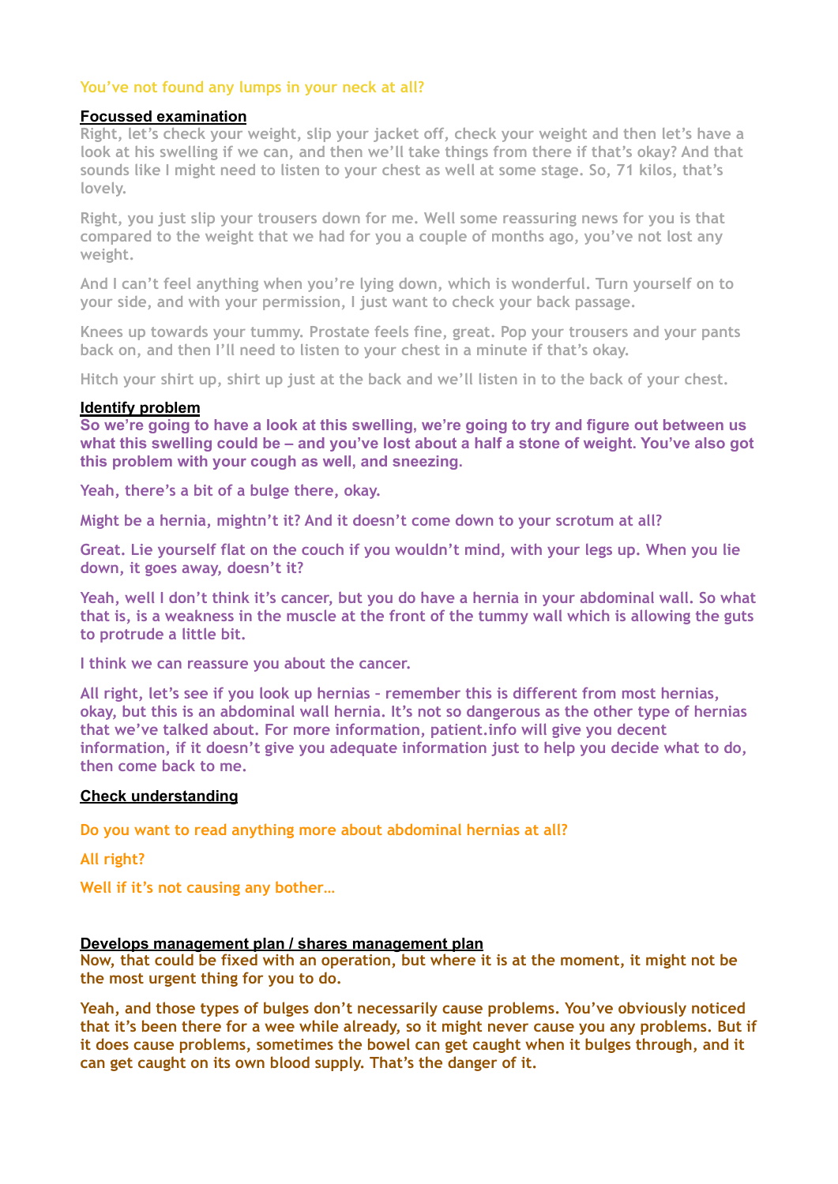You've not found any lumps in your neck at all?

**Focussed examination**

Right, let's check your weight, slip your jacket off, check your weight and then let's have a look at his swelling if we can, and then we'll take things from there if that's okay? And that sounds like I might need to listen to your chest as well at some stage. So, 71 kilos, that's lovely.

Right, you just slip your trousers down for me. Well some reassuring news for you is that compared to the weight that we had for you a couple of months ago, you've not lost any weight.

And I can't feel anything when you're lying down, which is wonderful. Turn yourself on to your side, and with your permission, I just want to check your back passage.

Knees up towards your tummy. Prostate feels fine, great. Pop your trousers and your pants back on, and then I'll need to listen to your chest in a minute if that's okay.

Hitch your shirt up, shirt up just at the back and we'll listen in to the back of your chest.

**Identify problem**

**So we're going to have a look at this swelling, we're going to try and figure out between us what this swelling could be – and you've lost about a half a stone of weight. You've also got this problem with your cough as well, and sneezing.**

Yeah, there's a bit of a bulge there, okay.

Might be a hernia, mightn't it? And it doesn't come down to your scrotum at all?

Great. Lie yourself flat on the couch if you wouldn't mind, with your legs up. When you lie down, it goes away, doesn't it?

Yeah, well I don't think it's cancer, but you do have a hernia in your abdominal wall. So what that is, is a weakness in the muscle at the front of the tummy wall which is allowing the guts to protrude a little bit.

I think we can reassure you about the cancer.

All right, let's see if you look up hernias - remember this is different from most hernias, okay, but this is an abdominal wall hernia. It's not so dangerous as the other type of hernias that we've talked about. For more information, patient.info will give you decent information, if it doesn't give you adequate information just to help you decide what to do, then come back to me.

**Check understanding**

Do you want to read anything more about abdominal hernias at all?

All right?

Well if it's not causing any bother…

**Develops management plan / shares management plan**

**Now, that could be fixed with an operation, but where it is at the moment, it might not be the most urgent thing for you to do.**

**Yeah, and those types of bulges don't necessarily cause problems. You've obviously noticed that it's been there for a wee while already, so it might never cause you any problems. But if it does cause problems, sometimes the bowel can get caught when it bulges through, and it can get caught on its own blood supply. That's the danger of it.**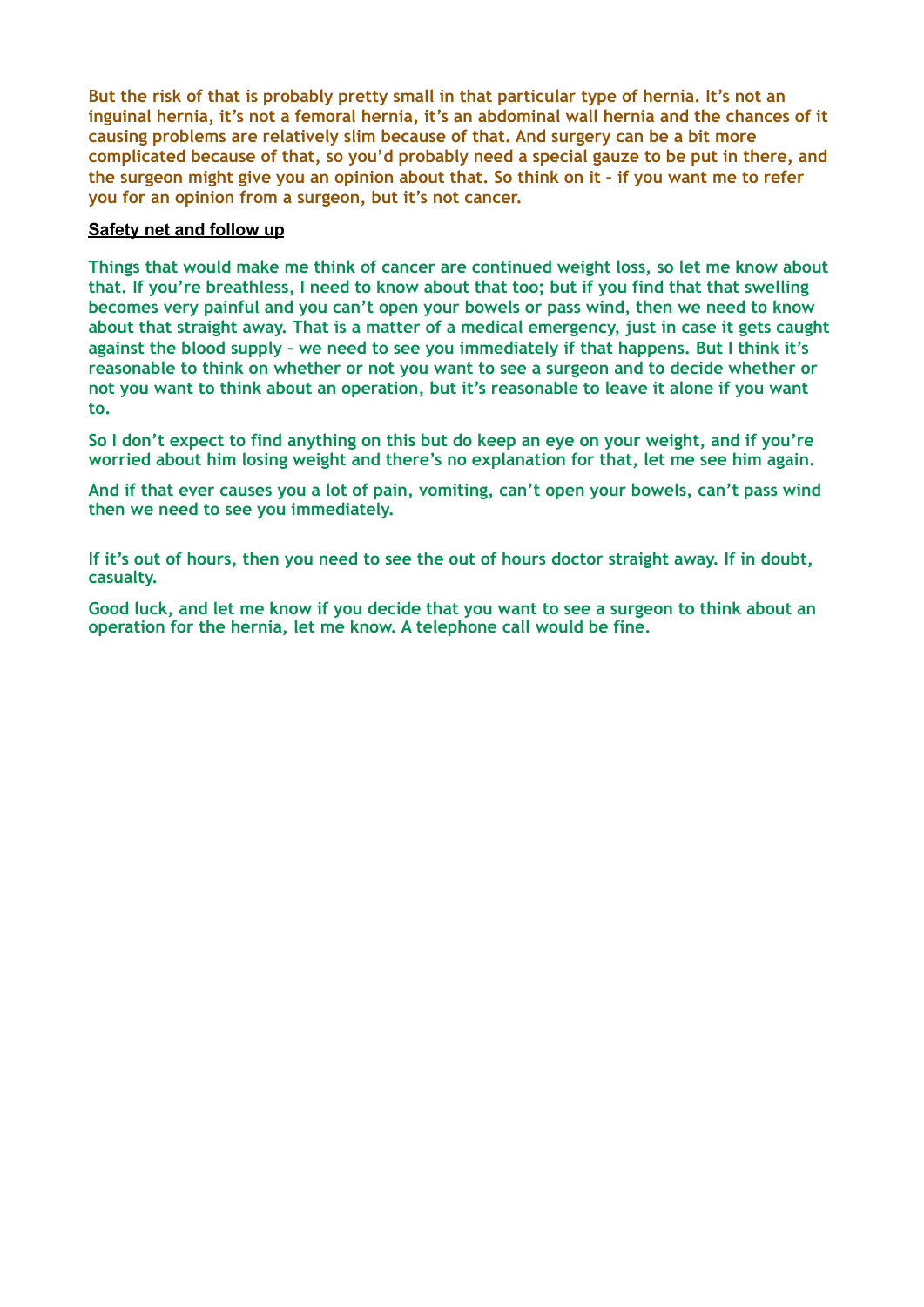**But the risk of that is probably pretty small in that particular type of hernia. It's not an inguinal hernia, it's not a femoral hernia, it's an abdominal wall hernia and the chances of it causing problems are relatively slim because of that. And surgery can be a bit more complicated because of that, so you'd probably need a special gauze to be put in there, and the surgeon might give you an opinion about that. So think on it – if you want me to refer you for an opinion from a surgeon, but it's not cancer.**

## Safety net and follow up

**Things that would make me think of cancer are continued weight loss, so let me know about that. If you're breathless, I need to know about that too; but if you find that that swelling becomes very painful and you can't open your bowels or pass wind, then we need to know about that straight away. That is a matter of a medical emergency, just in case it gets caught against the blood supply – we need to see you immediately if that happens. But I think it's reasonable to think on whether or not you want to see a surgeon and to decide whether or not you want to think about an operation, but it's reasonable to leave it alone if you want to.**

**So I don't expect to find anything on this but do keep an eye on your weight, and if you're worried about him losing weight and there's no explanation for that, let me see him again.**

**And if that ever causes you a lot of pain, vomiting, can't open your bowels, can't pass wind then we need to see you immediately.**

**If it's out of hours, then you need to see the out of hours doctor straight away. If in doubt, casualty.**

**Good luck, and let me know if you decide that you want to see a surgeon to think about an operation for the hernia, let me know. A telephone call would be fine.**